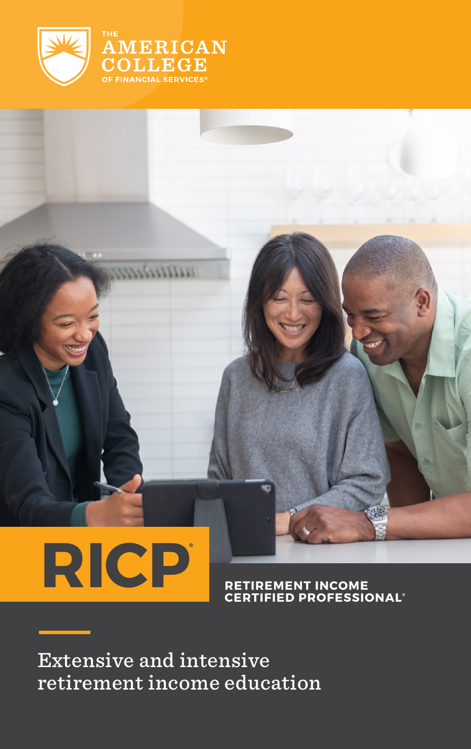THE AMERICAN COLLEGE OF FINANCIAL SERVICES®

# RICP®

## RETIREMENT INCOME CERTIFIED PROFESSIONAL®

Extensive and intensive retirement income education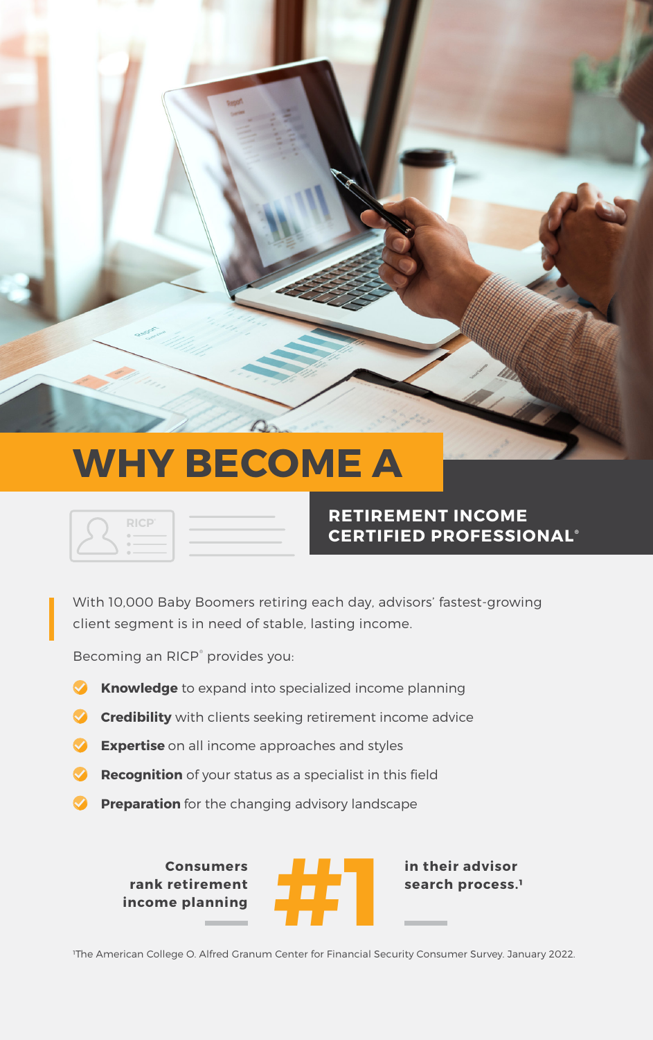# WHY BECOME A RETIREMENT INCOME CERTIFIED PROFESSIONAL®

With 10,000 Baby Boomers retiring each day, advisors' fastest-growing client segment is in need of stable, lasting income.

Becoming an RICP® provides you:

- **Knowledge** to expand into specialized income planning
- **Credibility** with clients seeking retirement income advice
- **Expertise** on all income approaches and styles
- **Recognition** of your status as a specialist in this field
- **Preparation** for the changing advisory landscape

**Consumers rank retirement income planning #1 in their advisor search process.[1]**

[1]The American College O. Alfred Granum Center for Financial Security Consumer Survey. January 2022.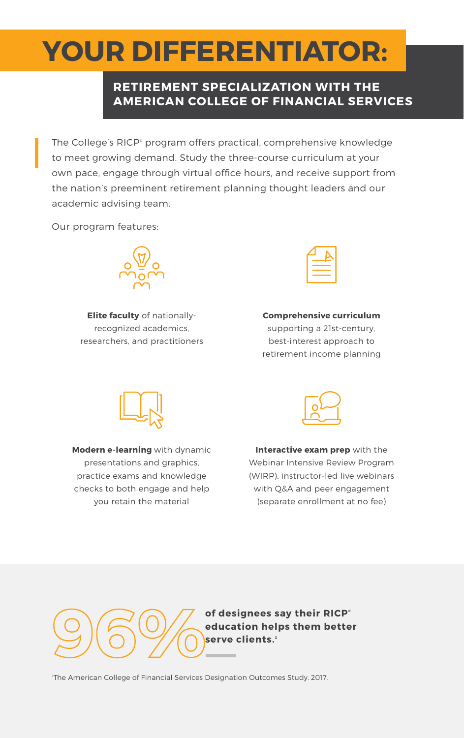# YOUR DIFFERENTIATOR:

## RETIREMENT SPECIALIZATION WITH THE AMERICAN COLLEGE OF FINANCIAL SERVICES

The College's RICP® program offers practical, comprehensive knowledge to meet growing demand. Study the three-course curriculum at your own pace, engage through virtual office hours, and receive support from the nation's preeminent retirement planning thought leaders and our academic advising team.

Our program features:

**Elite faculty** of nationally-recognized academics, researchers, and practitioners

**Comprehensive curriculum** supporting a 21st-century, best-interest approach to retirement income planning

**Modern e-learning** with dynamic presentations and graphics, practice exams and knowledge checks to both engage and help you retain the material

**Interactive exam prep** with the Webinar Intensive Review Program (WIRP), instructor-led live webinars with Q&A and peer engagement (separate enrollment at no fee)

96% **of designees say their RICP® education helps them better serve clients.**[2]

[2]The American College of Financial Services Designation Outcomes Study. 2017.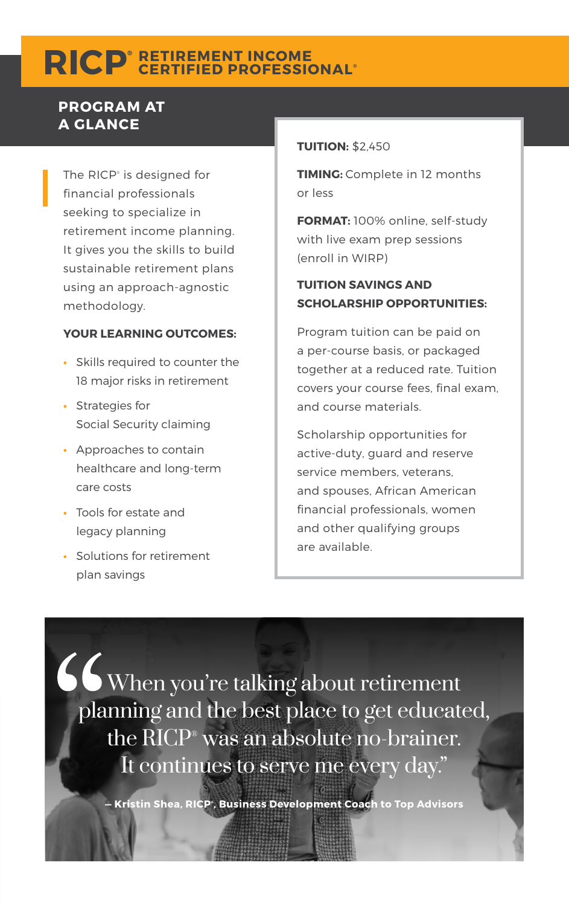# RICP® RETIREMENT INCOME CERTIFIED PROFESSIONAL®

## PROGRAM AT A GLANCE

The RICP® is designed for financial professionals seeking to specialize in retirement income planning. It gives you the skills to build sustainable retirement plans using an approach-agnostic methodology.

**YOUR LEARNING OUTCOMES:**

- Skills required to counter the 18 major risks in retirement
- Strategies for Social Security claiming
- Approaches to contain healthcare and long-term care costs
- Tools for estate and legacy planning
- Solutions for retirement plan savings

**TUITION:** $2,450

**TIMING:** Complete in 12 months or less

**FORMAT:** 100% online, self-study with live exam prep sessions (enroll in WIRP)

**TUITION SAVINGS AND SCHOLARSHIP OPPORTUNITIES:**

Program tuition can be paid on a per-course basis, or packaged together at a reduced rate. Tuition covers your course fees, final exam, and course materials.

Scholarship opportunities for active-duty, guard and reserve service members, veterans, and spouses, African American financial professionals, women and other qualifying groups are available.

> "When you're talking about retirement planning and the best place to get educated, the RICP® was an absolute no-brainer. It continues to serve me every day."
>
> **– Kristin Shea, RICP®, Business Development Coach to Top Advisors**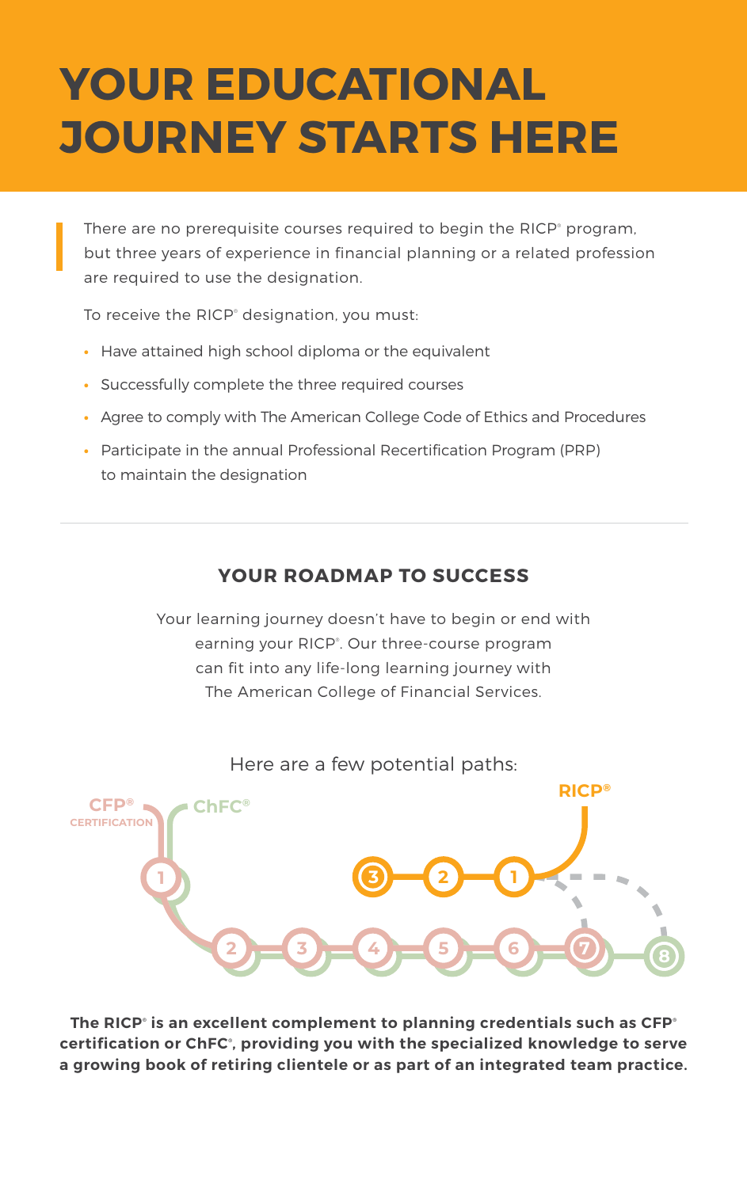# YOUR EDUCATIONAL JOURNEY STARTS HERE

There are no prerequisite courses required to begin the RICP® program, but three years of experience in financial planning or a related profession are required to use the designation.

To receive the RICP® designation, you must:

- Have attained high school diploma or the equivalent
- Successfully complete the three required courses
- Agree to comply with The American College Code of Ethics and Procedures
- Participate in the annual Professional Recertification Program (PRP) to maintain the designation

---

## YOUR ROADMAP TO SUCCESS

Your learning journey doesn't have to begin or end with earning your RICP®. Our three-course program can fit into any life-long learning journey with The American College of Financial Services.

Here are a few potential paths:

CFP® CERTIFICATION

ChFC®

RICP®

1 2 3 4 5 6 7 8

3 2 1

**The RICP® is an excellent complement to planning credentials such as CFP® certification or ChFC®, providing you with the specialized knowledge to serve a growing book of retiring clientele or as part of an integrated team practice.**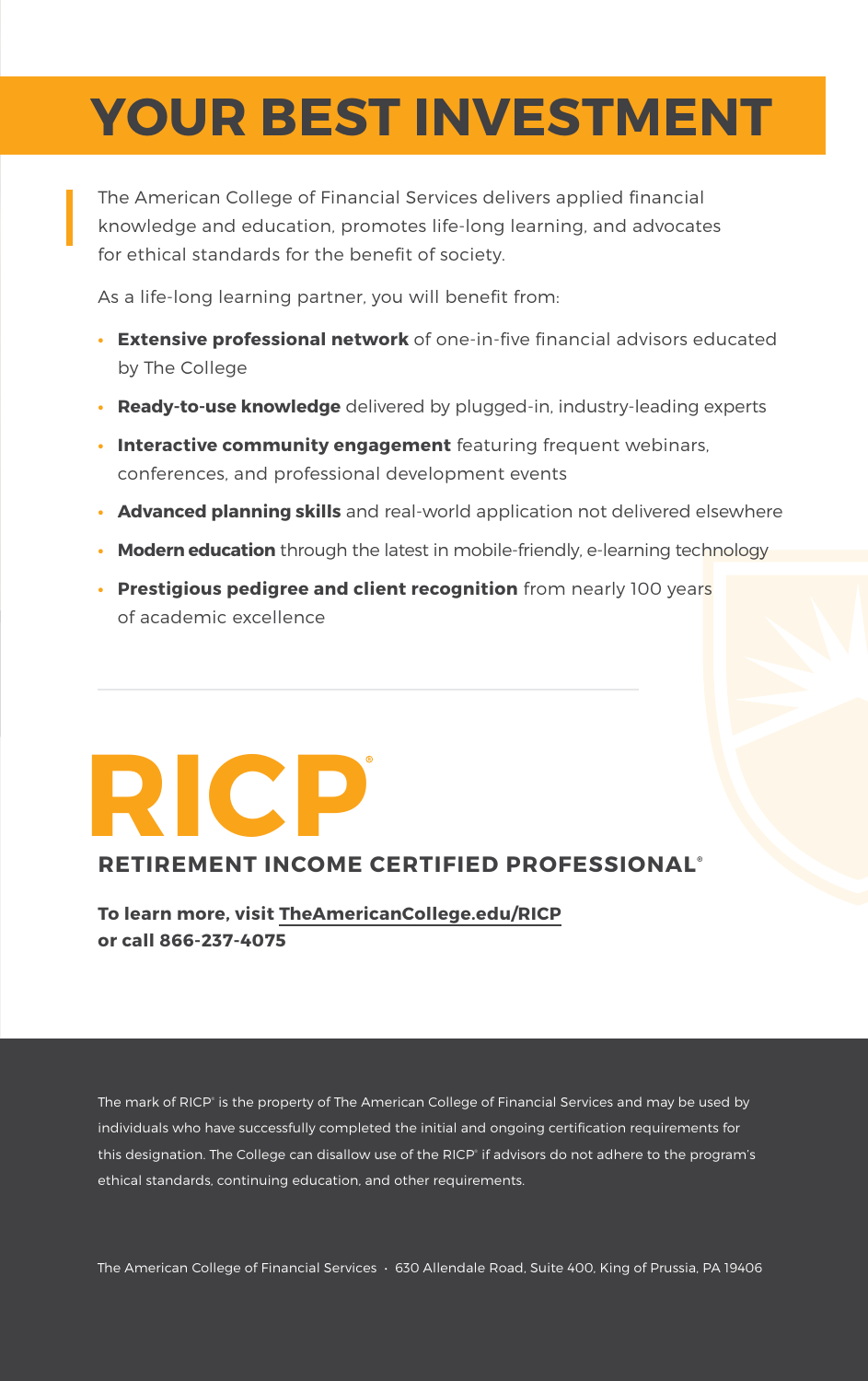# YOUR BEST INVESTMENT

The American College of Financial Services delivers applied financial knowledge and education, promotes life-long learning, and advocates for ethical standards for the benefit of society.

As a life-long learning partner, you will benefit from:

- **Extensive professional network** of one-in-five financial advisors educated by The College
- **Ready-to-use knowledge** delivered by plugged-in, industry-leading experts
- **Interactive community engagement** featuring frequent webinars, conferences, and professional development events
- **Advanced planning skills** and real-world application not delivered elsewhere
- **Modern education** through the latest in mobile-friendly, e-learning technology
- **Prestigious pedigree and client recognition** from nearly 100 years of academic excellence

## RICP®

### RETIREMENT INCOME CERTIFIED PROFESSIONAL®

**To learn more, visit TheAmericanCollege.edu/RICP**
**or call 866-237-4075**

The mark of RICP® is the property of The American College of Financial Services and may be used by individuals who have successfully completed the initial and ongoing certification requirements for this designation. The College can disallow use of the RICP® if advisors do not adhere to the program's ethical standards, continuing education, and other requirements.

The American College of Financial Services • 630 Allendale Road, Suite 400, King of Prussia, PA 19406